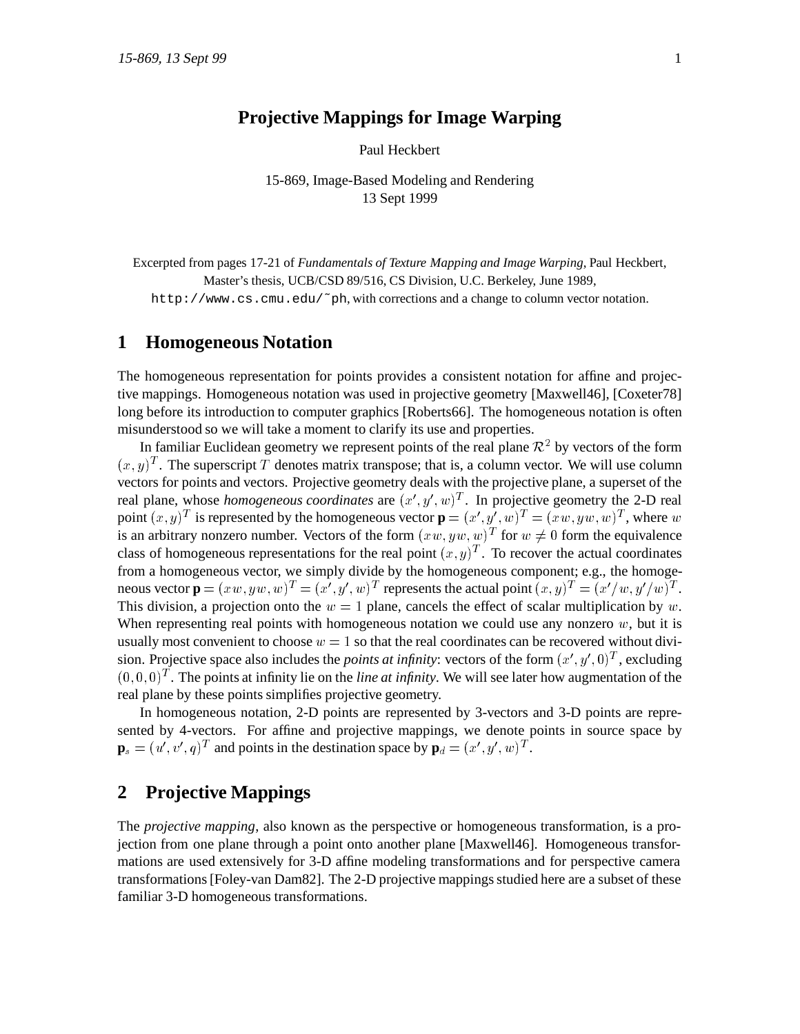# Projective Mappings for Image Warping

Paul Heckbert

15-869, Image-Based Modeling and Rendering
13 Sept 1999

Excerpted from pages 17-21 of *Fundamentals of Texture Mapping and Image Warping*, Paul Heckbert, Master's thesis, UCB/CSD 89/516, CS Division, U.C. Berkeley, June 1989, `http://www.cs.cmu.edu/~ph`, with corrections and a change to column vector notation.

## 1 Homogeneous Notation

The homogeneous representation for points provides a consistent notation for affine and projective mappings. Homogeneous notation was used in projective geometry [Maxwell46], [Coxeter78] long before its introduction to computer graphics [Roberts66]. The homogeneous notation is often misunderstood so we will take a moment to clarify its use and properties.

In familiar Euclidean geometry we represent points of the real plane $\mathcal{R}^2$ by vectors of the form $(x, y)^T$. The superscript $T$ denotes matrix transpose; that is, a column vector. We will use column vectors for points and vectors. Projective geometry deals with the projective plane, a superset of the real plane, whose *homogeneous coordinates* are $(x', y', w)^T$. In projective geometry the 2-D real point $(x, y)^T$ is represented by the homogeneous vector $\mathbf{p} = (x', y', w)^T = (xw, yw, w)^T$, where $w$ is an arbitrary nonzero number. Vectors of the form $(xw, yw, w)^T$ for $w \neq 0$ form the equivalence class of homogeneous representations for the real point $(x, y)^T$. To recover the actual coordinates from a homogeneous vector, we simply divide by the homogeneous component; e.g., the homogeneous vector $\mathbf{p} = (xw, yw, w)^T = (x', y', w)^T$ represents the actual point $(x, y)^T = (x'/w, y'/w)^T$. This division, a projection onto the $w = 1$ plane, cancels the effect of scalar multiplication by $w$. When representing real points with homogeneous notation we could use any nonzero $w$, but it is usually most convenient to choose $w = 1$ so that the real coordinates can be recovered without division. Projective space also includes the *points at infinity*: vectors of the form $(x', y', 0)^T$, excluding $(0, 0, 0)^T$. The points at infinity lie on the *line at infinity*. We will see later how augmentation of the real plane by these points simplifies projective geometry.

In homogeneous notation, 2-D points are represented by 3-vectors and 3-D points are represented by 4-vectors. For affine and projective mappings, we denote points in source space by $\mathbf{p}_s = (u', v', q)^T$ and points in the destination space by $\mathbf{p}_d = (x', y', w)^T$.

## 2 Projective Mappings

The *projective mapping*, also known as the perspective or homogeneous transformation, is a projection from one plane through a point onto another plane [Maxwell46]. Homogeneous transformations are used extensively for 3-D affine modeling transformations and for perspective camera transformations [Foley-van Dam82]. The 2-D projective mappings studied here are a subset of these familiar 3-D homogeneous transformations.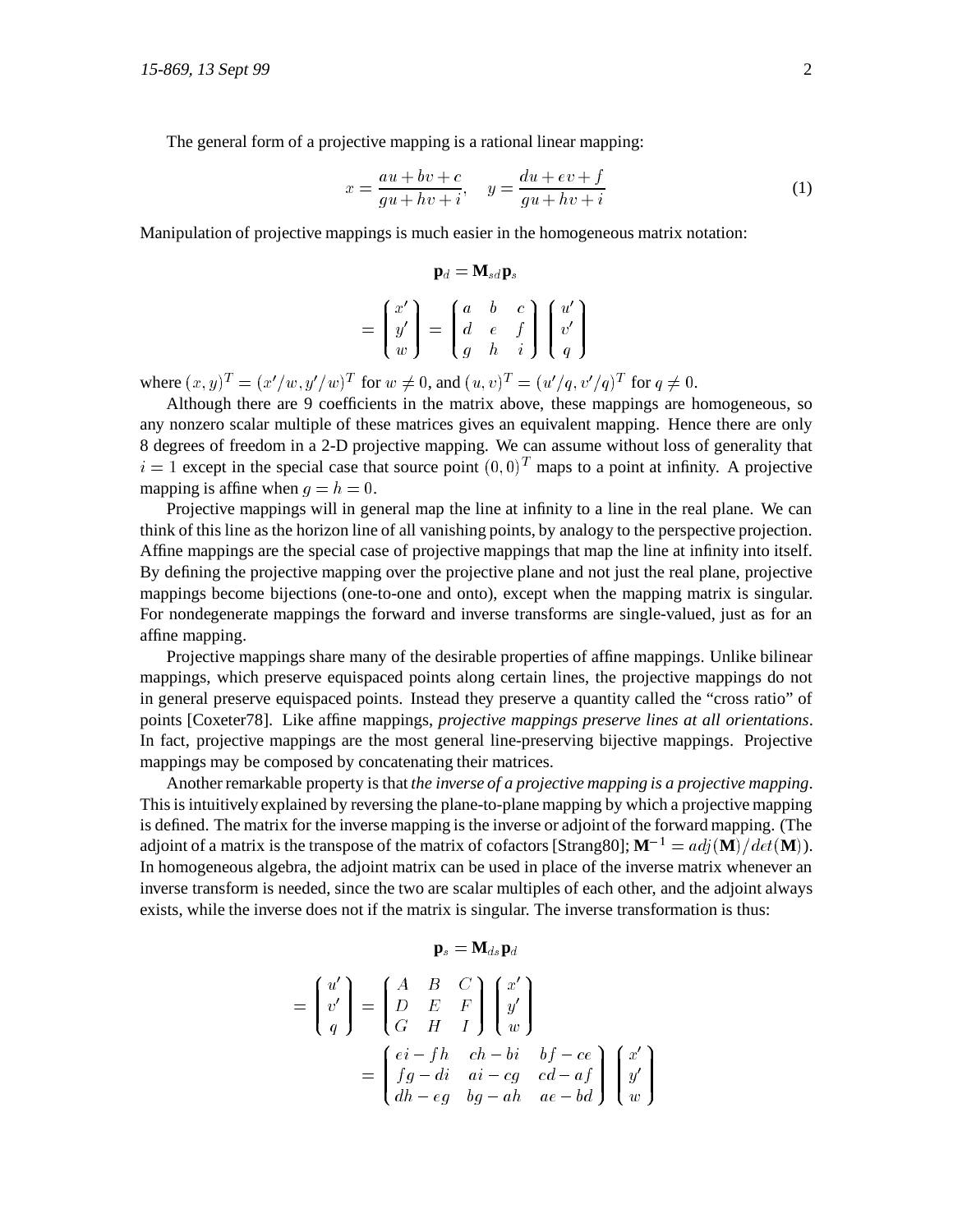The general form of a projective mapping is a rational linear mapping:

$$x = \frac{au + bv + c}{gu + hv + i}, \quad y = \frac{du + ev + f}{gu + hv + i} \tag{1}$$

Manipulation of projective mappings is much easier in the homogeneous matrix notation:

$$\mathbf{p}_d = \mathbf{M}_{sd}\mathbf{p}_s$$

$$= \begin{pmatrix} x' \\ y' \\ w \end{pmatrix} = \begin{pmatrix} a & b & c \\ d & e & f \\ g & h & i \end{pmatrix} \begin{pmatrix} u' \\ v' \\ q \end{pmatrix}$$

where $(x, y)^T = (x'/w, y'/w)^T$ for $w \neq 0$, and $(u, v)^T = (u'/q, v'/q)^T$ for $q \neq 0$.

Although there are 9 coefficients in the matrix above, these mappings are homogeneous, so any nonzero scalar multiple of these matrices gives an equivalent mapping. Hence there are only 8 degrees of freedom in a 2-D projective mapping. We can assume without loss of generality that $i = 1$ except in the special case that source point $(0, 0)^T$ maps to a point at infinity. A projective mapping is affine when $g = h = 0$.

Projective mappings will in general map the line at infinity to a line in the real plane. We can think of this line as the horizon line of all vanishing points, by analogy to the perspective projection. Affine mappings are the special case of projective mappings that map the line at infinity into itself. By defining the projective mapping over the projective plane and not just the real plane, projective mappings become bijections (one-to-one and onto), except when the mapping matrix is singular. For nondegenerate mappings the forward and inverse transforms are single-valued, just as for an affine mapping.

Projective mappings share many of the desirable properties of affine mappings. Unlike bilinear mappings, which preserve equispaced points along certain lines, the projective mappings do not in general preserve equispaced points. Instead they preserve a quantity called the "cross ratio" of points [Coxeter78]. Like affine mappings, *projective mappings preserve lines at all orientations*. In fact, projective mappings are the most general line-preserving bijective mappings. Projective mappings may be composed by concatenating their matrices.

Another remarkable property is that *the inverse of a projective mapping is a projective mapping*. This is intuitively explained by reversing the plane-to-plane mapping by which a projective mapping is defined. The matrix for the inverse mapping is the inverse or adjoint of the forward mapping. (The adjoint of a matrix is the transpose of the matrix of cofactors [Strang80]; $\mathbf{M}^{-1} = adj(\mathbf{M})/det(\mathbf{M})$). In homogeneous algebra, the adjoint matrix can be used in place of the inverse matrix whenever an inverse transform is needed, since the two are scalar multiples of each other, and the adjoint always exists, while the inverse does not if the matrix is singular. The inverse transformation is thus:

$$\mathbf{p}_s = \mathbf{M}_{ds}\mathbf{p}_d$$

$$= \begin{pmatrix} u' \\ v' \\ q \end{pmatrix} = \begin{pmatrix} A & B & C \\ D & E & F \\ G & H & I \end{pmatrix} \begin{pmatrix} x' \\ y' \\ w \end{pmatrix}$$

$$= \begin{pmatrix} ei - fh & ch - bi & bf - ce \\ fg - di & ai - cg & cd - af \\ dh - eg & bg - ah & ae - bd \end{pmatrix} \begin{pmatrix} x' \\ y' \\ w \end{pmatrix}$$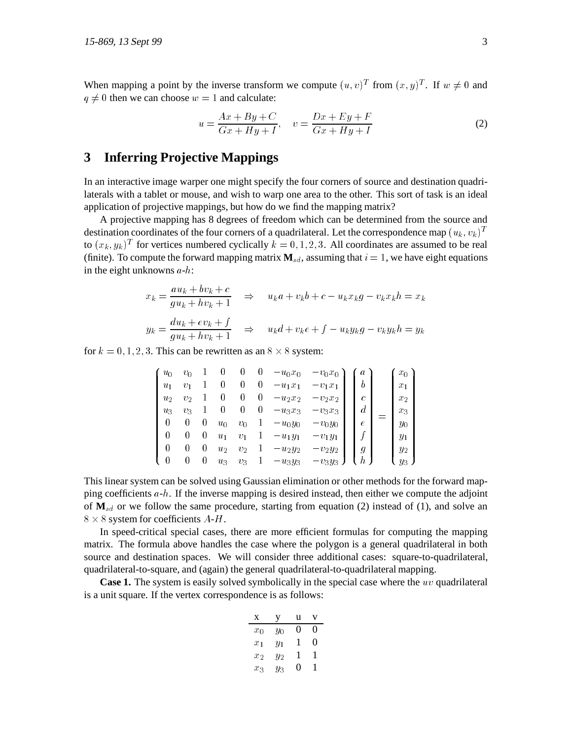When mapping a point by the inverse transform we compute $(u, v)^T$ from $(x, y)^T$. If $w \neq 0$ and $q \neq 0$ then we can choose $w = 1$ and calculate:

$$u = \frac{Ax + By + C}{Gx + Hy + I}, \quad v = \frac{Dx + Ey + F}{Gx + Hy + I} \tag{2}$$

## 3 Inferring Projective Mappings

In an interactive image warper one might specify the four corners of source and destination quadrilaterals with a tablet or mouse, and wish to warp one area to the other. This sort of task is an ideal application of projective mappings, but how do we find the mapping matrix?

A projective mapping has 8 degrees of freedom which can be determined from the source and destination coordinates of the four corners of a quadrilateral. Let the correspondence map $(u_k, v_k)^T$ to $(x_k, y_k)^T$ for vertices numbered cyclically $k = 0, 1, 2, 3$. All coordinates are assumed to be real (finite). To compute the forward mapping matrix $\mathbf{M}_{sd}$, assuming that $i = 1$, we have eight equations in the eight unknowns $a$-$h$:

$$x_k = \frac{au_k + bv_k + c}{gu_k + hv_k + 1} \quad \Rightarrow \quad u_k a + v_k b + c - u_k x_k g - v_k x_k h = x_k$$

$$y_k = \frac{du_k + ev_k + f}{gu_k + hv_k + 1} \quad \Rightarrow \quad u_k d + v_k e + f - u_k y_k g - v_k y_k h = y_k$$

for $k = 0, 1, 2, 3$. This can be rewritten as an $8 \times 8$ system:

$$\begin{pmatrix} u_0 & v_0 & 1 & 0 & 0 & 0 & -u_0 x_0 & -v_0 x_0 \\ u_1 & v_1 & 1 & 0 & 0 & 0 & -u_1 x_1 & -v_1 x_1 \\ u_2 & v_2 & 1 & 0 & 0 & 0 & -u_2 x_2 & -v_2 x_2 \\ u_3 & v_3 & 1 & 0 & 0 & 0 & -u_3 x_3 & -v_3 x_3 \\ 0 & 0 & 0 & u_0 & v_0 & 1 & -u_0 y_0 & -v_0 y_0 \\ 0 & 0 & 0 & u_1 & v_1 & 1 & -u_1 y_1 & -v_1 y_1 \\ 0 & 0 & 0 & u_2 & v_2 & 1 & -u_2 y_2 & -v_2 y_2 \\ 0 & 0 & 0 & u_3 & v_3 & 1 & -u_3 y_3 & -v_3 y_3 \end{pmatrix} \begin{pmatrix} a \\ b \\ c \\ d \\ e \\ f \\ g \\ h \end{pmatrix} = \begin{pmatrix} x_0 \\ x_1 \\ x_2 \\ x_3 \\ y_0 \\ y_1 \\ y_2 \\ y_3 \end{pmatrix}$$

This linear system can be solved using Gaussian elimination or other methods for the forward mapping coefficients $a$-$h$. If the inverse mapping is desired instead, then either we compute the adjoint of $\mathbf{M}_{sd}$ or we follow the same procedure, starting from equation (2) instead of (1), and solve an $8 \times 8$ system for coefficients $A$-$H$.

In speed-critical special cases, there are more efficient formulas for computing the mapping matrix. The formula above handles the case where the polygon is a general quadrilateral in both source and destination spaces. We will consider three additional cases: square-to-quadrilateral, quadrilateral-to-square, and (again) the general quadrilateral-to-quadrilateral mapping.

**Case 1.** The system is easily solved symbolically in the special case where the $uv$ quadrilateral is a unit square. If the vertex correspondence is as follows:

| x | y | u | v |
|---|---|---|---|
| $x_0$ | $y_0$ | 0 | 0 |
| $x_1$ | $y_1$ | 1 | 0 |
| $x_2$ | $y_2$ | 1 | 1 |
| $x_3$ | $y_3$ | 0 | 1 |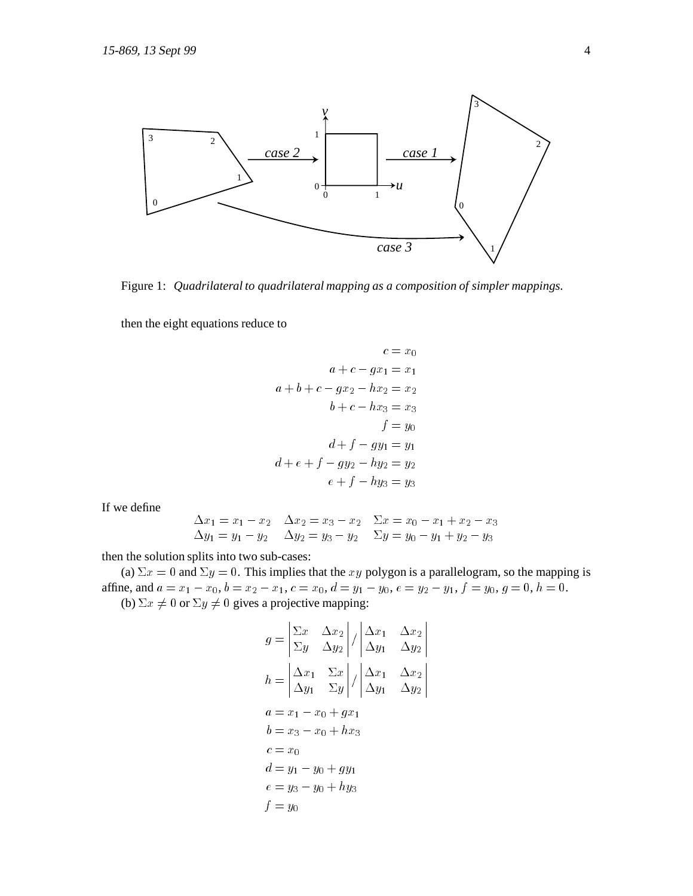Figure 1: *Quadrilateral to quadrilateral mapping as a composition of simpler mappings.*

then the eight equations reduce to

$$
\begin{aligned}
c &= x_0 \\
a + c - gx_1 &= x_1 \\
a + b + c - gx_2 - hx_2 &= x_2 \\
b + c - hx_3 &= x_3 \\
f &= y_0 \\
d + f - gy_1 &= y_1 \\
d + e + f - gy_2 - hy_2 &= y_2 \\
e + f - hy_3 &= y_3
\end{aligned}
$$

If we define

$$
\begin{array}{lll}
\Delta x_1 = x_1 - x_2 & \Delta x_2 = x_3 - x_2 & \Sigma x = x_0 - x_1 + x_2 - x_3 \\
\Delta y_1 = y_1 - y_2 & \Delta y_2 = y_3 - y_2 & \Sigma y = y_0 - y_1 + y_2 - y_3
\end{array}
$$

then the solution splits into two sub-cases:

(a) $\Sigma x = 0$ and $\Sigma y = 0$. This implies that the $xy$ polygon is a parallelogram, so the mapping is affine, and $a = x_1 - x_0$, $b = x_2 - x_1$, $c = x_0$, $d = y_1 - y_0$, $e = y_2 - y_1$, $f = y_0$, $g = 0$, $h = 0$.

(b) $\Sigma x \neq 0$ or $\Sigma y \neq 0$ gives a projective mapping:

$$
\begin{aligned}
g &= \begin{vmatrix} \Sigma x & \Delta x_2 \\ \Sigma y & \Delta y_2 \end{vmatrix} \Big/ \begin{vmatrix} \Delta x_1 & \Delta x_2 \\ \Delta y_1 & \Delta y_2 \end{vmatrix} \\
h &= \begin{vmatrix} \Delta x_1 & \Sigma x \\ \Delta y_1 & \Sigma y \end{vmatrix} \Big/ \begin{vmatrix} \Delta x_1 & \Delta x_2 \\ \Delta y_1 & \Delta y_2 \end{vmatrix} \\
a &= x_1 - x_0 + gx_1 \\
b &= x_3 - x_0 + hx_3 \\
c &= x_0 \\
d &= y_1 - y_0 + gy_1 \\
e &= y_3 - y_0 + hy_3 \\
f &= y_0
\end{aligned}
$$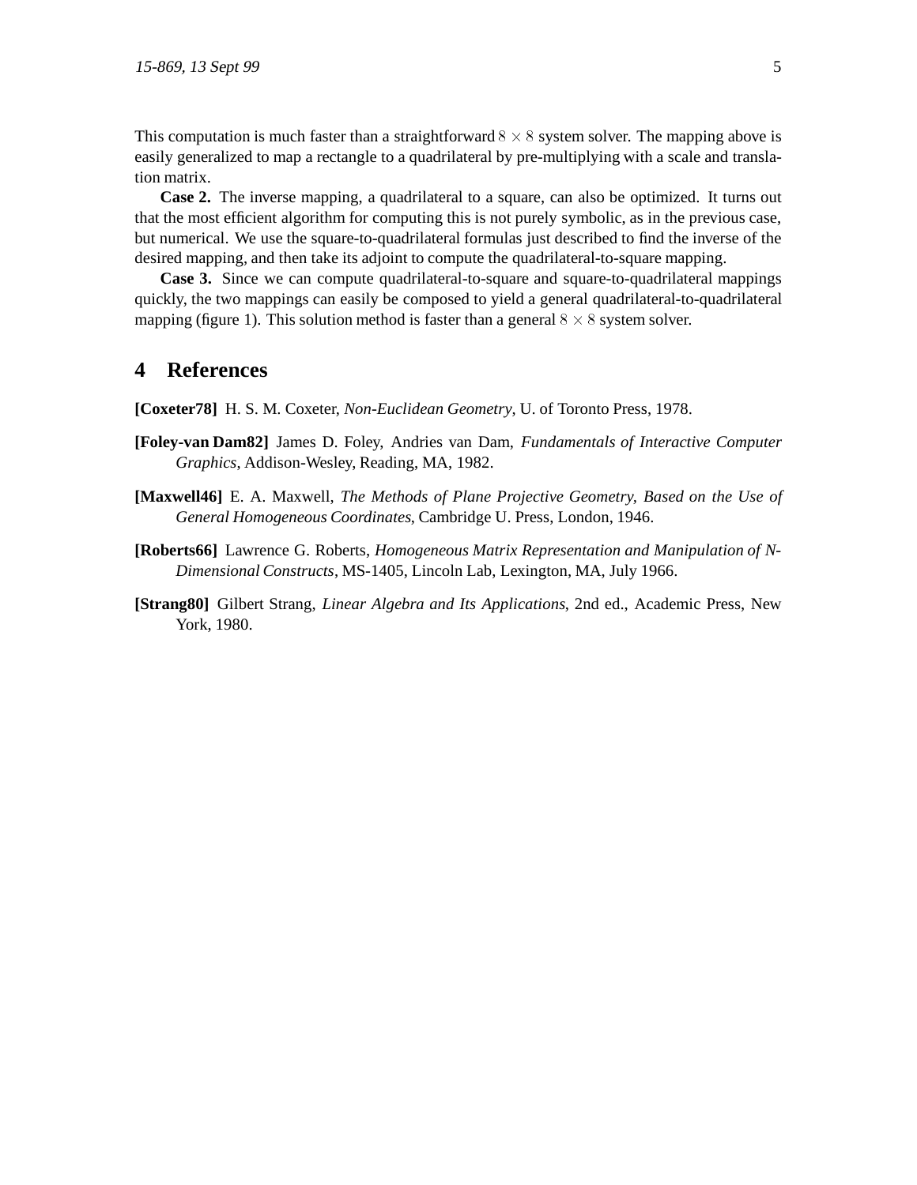This computation is much faster than a straightforward $8 \times 8$ system solver. The mapping above is easily generalized to map a rectangle to a quadrilateral by pre-multiplying with a scale and translation matrix.

**Case 2.** The inverse mapping, a quadrilateral to a square, can also be optimized. It turns out that the most efficient algorithm for computing this is not purely symbolic, as in the previous case, but numerical. We use the square-to-quadrilateral formulas just described to find the inverse of the desired mapping, and then take its adjoint to compute the quadrilateral-to-square mapping.

**Case 3.** Since we can compute quadrilateral-to-square and square-to-quadrilateral mappings quickly, the two mappings can easily be composed to yield a general quadrilateral-to-quadrilateral mapping (figure 1). This solution method is faster than a general $8 \times 8$ system solver.

## 4 References

**[Coxeter78]** H. S. M. Coxeter, *Non-Euclidean Geometry*, U. of Toronto Press, 1978.

**[Foley-van Dam82]** James D. Foley, Andries van Dam, *Fundamentals of Interactive Computer Graphics*, Addison-Wesley, Reading, MA, 1982.

**[Maxwell46]** E. A. Maxwell, *The Methods of Plane Projective Geometry, Based on the Use of General Homogeneous Coordinates*, Cambridge U. Press, London, 1946.

**[Roberts66]** Lawrence G. Roberts, *Homogeneous Matrix Representation and Manipulation of N-Dimensional Constructs*, MS-1405, Lincoln Lab, Lexington, MA, July 1966.

**[Strang80]** Gilbert Strang, *Linear Algebra and Its Applications*, 2nd ed., Academic Press, New York, 1980.